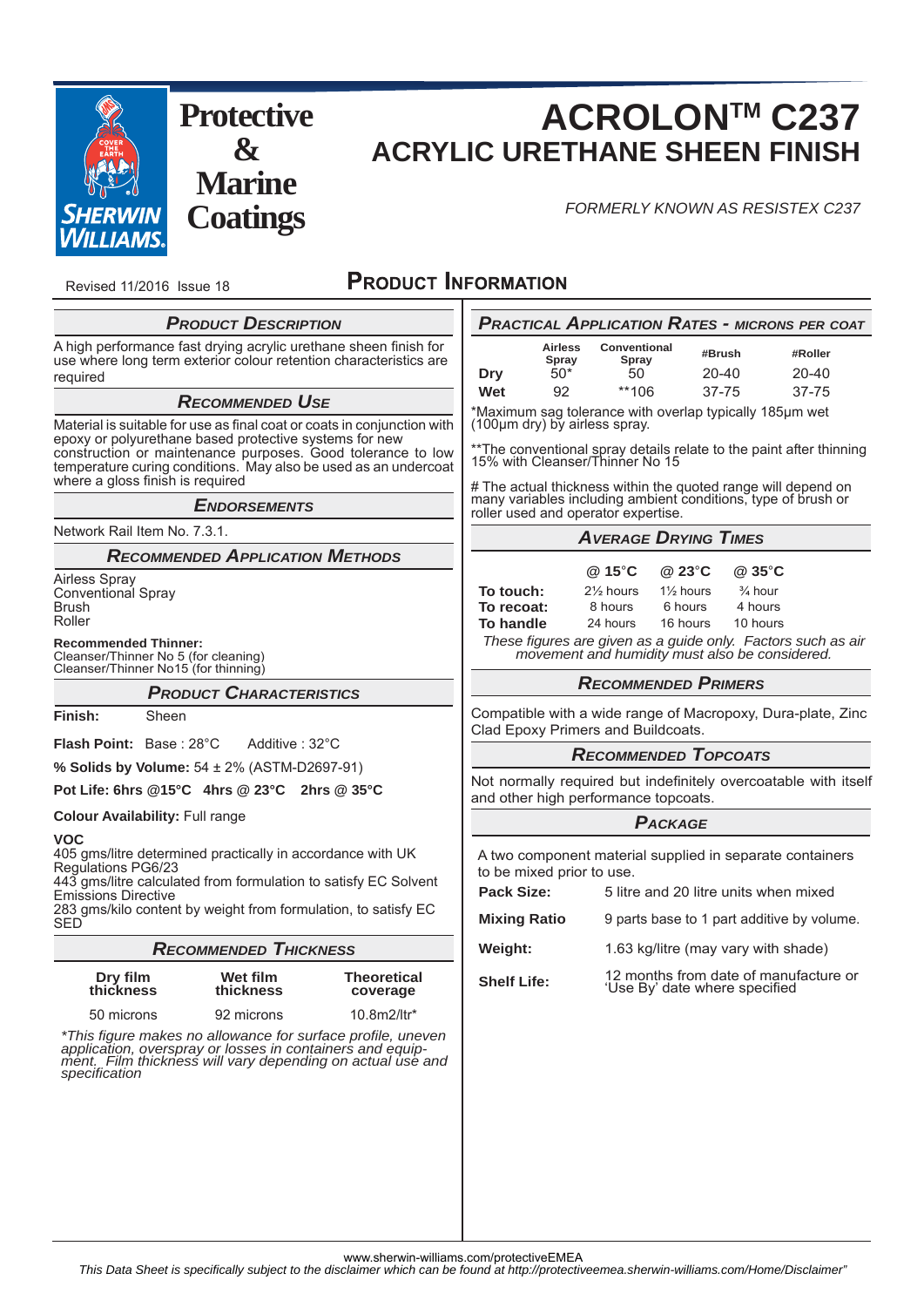Protective & Marine Coatings

# ACROLON™ C237

# ACRYLIC URETHANE SHEEN FINISH

*FORMERLY KNOWN AS RESISTEX C237*

Revised 11/2016 Issue 18

## PRODUCT INFORMATION

### *PRODUCT DESCRIPTION*

A high performance fast drying acrylic urethane sheen finish for use where long term exterior colour retention characteristics are required

### *RECOMMENDED USE*

Material is suitable for use as final coat or coats in conjunction with epoxy or polyurethane based protective systems for new construction or maintenance purposes. Good tolerance to low temperature curing conditions. May also be used as an undercoat where a gloss finish is required

### *ENDORSEMENTS*

Network Rail Item No. 7.3.1.

### *RECOMMENDED APPLICATION METHODS*

Airless Spray
Conventional Spray
Brush
Roller

**Recommended Thinner:**
Cleanser/Thinner No 5 (for cleaning)
Cleanser/Thinner No15 (for thinning)

### *PRODUCT CHARACTERISTICS*

**Finish:** Sheen

**Flash Point:** Base : 28°C Additive : 32°C

**% Solids by Volume:** 54 ± 2% (ASTM-D2697-91)

**Pot Life: 6hrs @15°C 4hrs @ 23°C 2hrs @ 35°C**

**Colour Availability:** Full range

**VOC**
405 gms/litre determined practically in accordance with UK Regulations PG6/23
443 gms/litre calculated from formulation to satisfy EC Solvent Emissions Directive
283 gms/kilo content by weight from formulation, to satisfy EC SED

### *RECOMMENDED THICKNESS*

| Dry film thickness | Wet film thickness | Theoretical coverage |
|---|---|---|
| 50 microns | 92 microns | 10.8m2/ltr* |

*\*This figure makes no allowance for surface profile, uneven application, overspray or losses in containers and equipment. Film thickness will vary depending on actual use and specification*

### *PRACTICAL APPLICATION RATES - MICRONS PER COAT*

| | Airless Spray | Conventional Spray | #Brush | #Roller |
|---|---|---|---|---|
| **Dry** | 50* | 50 | 20-40 | 20-40 |
| **Wet** | 92 | **106 | 37-75 | 37-75 |

*Maximum sag tolerance with overlap typically 185μm wet (100μm dry) by airless spray.

**The conventional spray details relate to the paint after thinning 15% with Cleanser/Thinner No 15

# The actual thickness within the quoted range will depend on many variables including ambient conditions, type of brush or roller used and operator expertise.

### *AVERAGE DRYING TIMES*

| | @ 15°C | @ 23°C | @ 35°C |
|---|---|---|---|
| **To touch:** | 2½ hours | 1½ hours | ¾ hour |
| **To recoat:** | 8 hours | 6 hours | 4 hours |
| **To handle** | 24 hours | 16 hours | 10 hours |

*These figures are given as a guide only. Factors such as air movement and humidity must also be considered.*

### *RECOMMENDED PRIMERS*

Compatible with a wide range of Macropoxy, Dura-plate, Zinc Clad Epoxy Primers and Buildcoats.

### *RECOMMENDED TOPCOATS*

Not normally required but indefinitely overcoatable with itself and other high performance topcoats.

### *PACKAGE*

A two component material supplied in separate containers to be mixed prior to use.

**Pack Size:** 5 litre and 20 litre units when mixed

**Mixing Ratio** 9 parts base to 1 part additive by volume.

**Weight:** 1.63 kg/litre (may vary with shade)

**Shelf Life:** 12 months from date of manufacture or 'Use By' date where specified

www.sherwin-williams.com/protectiveEMEA

*This Data Sheet is specifically subject to the disclaimer which can be found at http://protectiveemea.sherwin-williams.com/Home/Disclaimer"*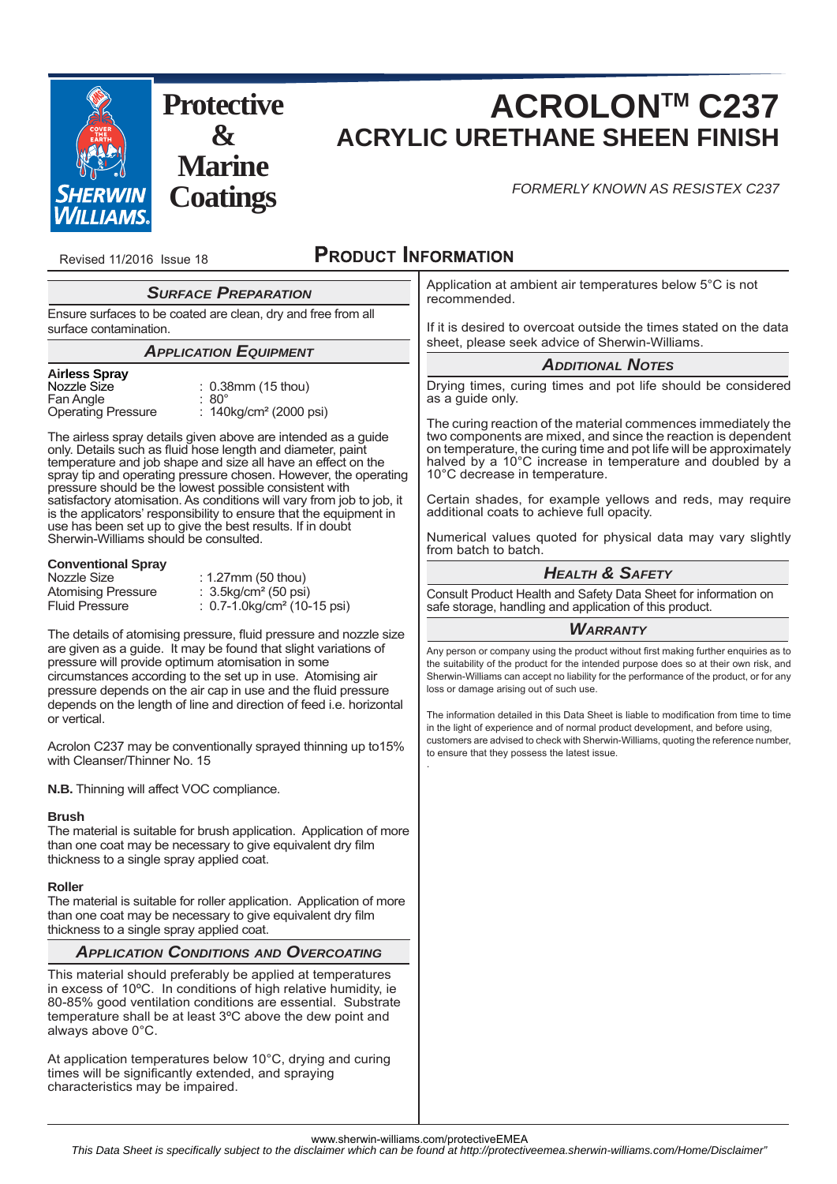Protective & Marine Coatings

# ACROLON™ C237
## ACRYLIC URETHANE SHEEN FINISH

*FORMERLY KNOWN AS RESISTEX C237*

Revised 11/2016 Issue 18

## PRODUCT INFORMATION

### SURFACE PREPARATION

Ensure surfaces to be coated are clean, dry and free from all surface contamination.

### APPLICATION EQUIPMENT

**Airless Spray**

| | |
|---|---|
| Nozzle Size | : 0.38mm (15 thou) |
| Fan Angle | : 80° |
| Operating Pressure | : 140kg/cm² (2000 psi) |

The airless spray details given above are intended as a guide only. Details such as fluid hose length and diameter, paint temperature and job shape and size all have an effect on the spray tip and operating pressure chosen. However, the operating pressure should be the lowest possible consistent with satisfactory atomisation. As conditions will vary from job to job, it is the applicators' responsibility to ensure that the equipment in use has been set up to give the best results. If in doubt Sherwin-Williams should be consulted.

**Conventional Spray**

| | |
|---|---|
| Nozzle Size | : 1.27mm (50 thou) |
| Atomising Pressure | : 3.5kg/cm² (50 psi) |
| Fluid Pressure | : 0.7-1.0kg/cm² (10-15 psi) |

The details of atomising pressure, fluid pressure and nozzle size are given as a guide. It may be found that slight variations of pressure will provide optimum atomisation in some circumstances according to the set up in use. Atomising air pressure depends on the air cap in use and the fluid pressure depends on the length of line and direction of feed i.e. horizontal or vertical.

Acrolon C237 may be conventionally sprayed thinning up to15% with Cleanser/Thinner No. 15

**N.B.** Thinning will affect VOC compliance.

**Brush**

The material is suitable for brush application. Application of more than one coat may be necessary to give equivalent dry film thickness to a single spray applied coat.

**Roller**

The material is suitable for roller application. Application of more than one coat may be necessary to give equivalent dry film thickness to a single spray applied coat.

### APPLICATION CONDITIONS AND OVERCOATING

This material should preferably be applied at temperatures in excess of 10ºC. In conditions of high relative humidity, ie 80-85% good ventilation conditions are essential. Substrate temperature shall be at least 3ºC above the dew point and always above 0°C.

At application temperatures below 10°C, drying and curing times will be significantly extended, and spraying characteristics may be impaired.

Application at ambient air temperatures below 5°C is not recommended.

If it is desired to overcoat outside the times stated on the data sheet, please seek advice of Sherwin-Williams.

### ADDITIONAL NOTES

Drying times, curing times and pot life should be considered as a guide only.

The curing reaction of the material commences immediately the two components are mixed, and since the reaction is dependent on temperature, the curing time and pot life will be approximately halved by a 10°C increase in temperature and doubled by a 10°C decrease in temperature.

Certain shades, for example yellows and reds, may require additional coats to achieve full opacity.

Numerical values quoted for physical data may vary slightly from batch to batch.

### HEALTH & SAFETY

Consult Product Health and Safety Data Sheet for information on safe storage, handling and application of this product.

### WARRANTY

Any person or company using the product without first making further enquiries as to the suitability of the product for the intended purpose does so at their own risk, and Sherwin-Williams can accept no liability for the performance of the product, or for any loss or damage arising out of such use.

The information detailed in this Data Sheet is liable to modification from time to time in the light of experience and of normal product development, and before using, customers are advised to check with Sherwin-Williams, quoting the reference number, to ensure that they possess the latest issue.

www.sherwin-williams.com/protectiveEMEA

*This Data Sheet is specifically subject to the disclaimer which can be found at http://protectiveemea.sherwin-williams.com/Home/Disclaimer"*